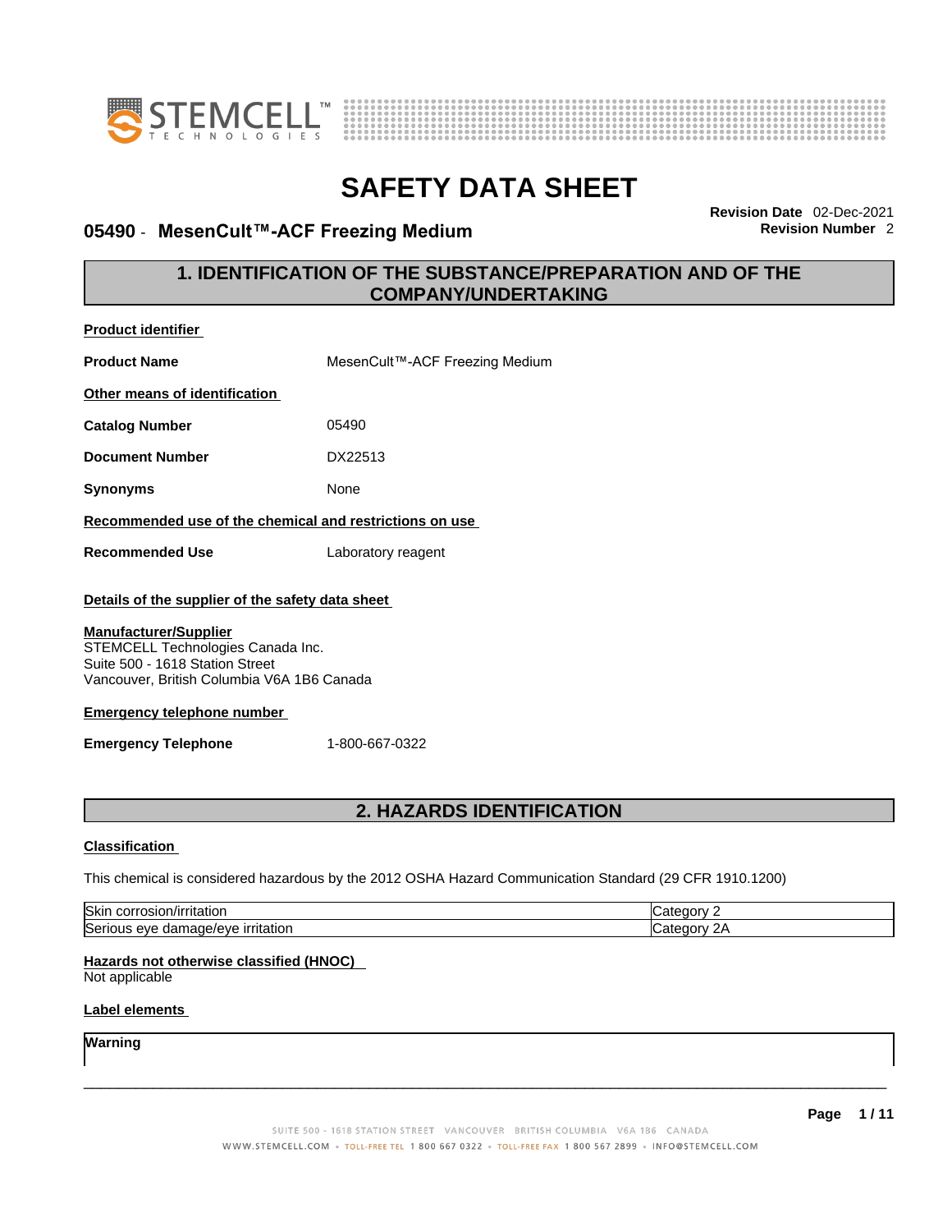# SAFETY DATA SHEET

**05490 - MesenCult™-ACF Freezing Medium**

**Revision Date** 02-Dec-2021
**Revision Number** 2

## 1. IDENTIFICATION OF THE SUBSTANCE/PREPARATION AND OF THE COMPANY/UNDERTAKING

**Product identifier**

**Product Name** MesenCult™-ACF Freezing Medium

**Other means of identification**

**Catalog Number** 05490

**Document Number** DX22513

**Synonyms** None

**Recommended use of the chemical and restrictions on use**

**Recommended Use** Laboratory reagent

**Details of the supplier of the safety data sheet**

**Manufacturer/Supplier**
STEMCELL Technologies Canada Inc.
Suite 500 - 1618 Station Street
Vancouver, British Columbia V6A 1B6 Canada

**Emergency telephone number**

**Emergency Telephone** 1-800-667-0322

## 2. HAZARDS IDENTIFICATION

**Classification**

This chemical is considered hazardous by the 2012 OSHA Hazard Communication Standard (29 CFR 1910.1200)

| | |
|---|---|
| Skin corrosion/irritation | Category 2 |
| Serious eye damage/eye irritation | Category 2A |

**Hazards not otherwise classified (HNOC)**
Not applicable

**Label elements**

**Warning**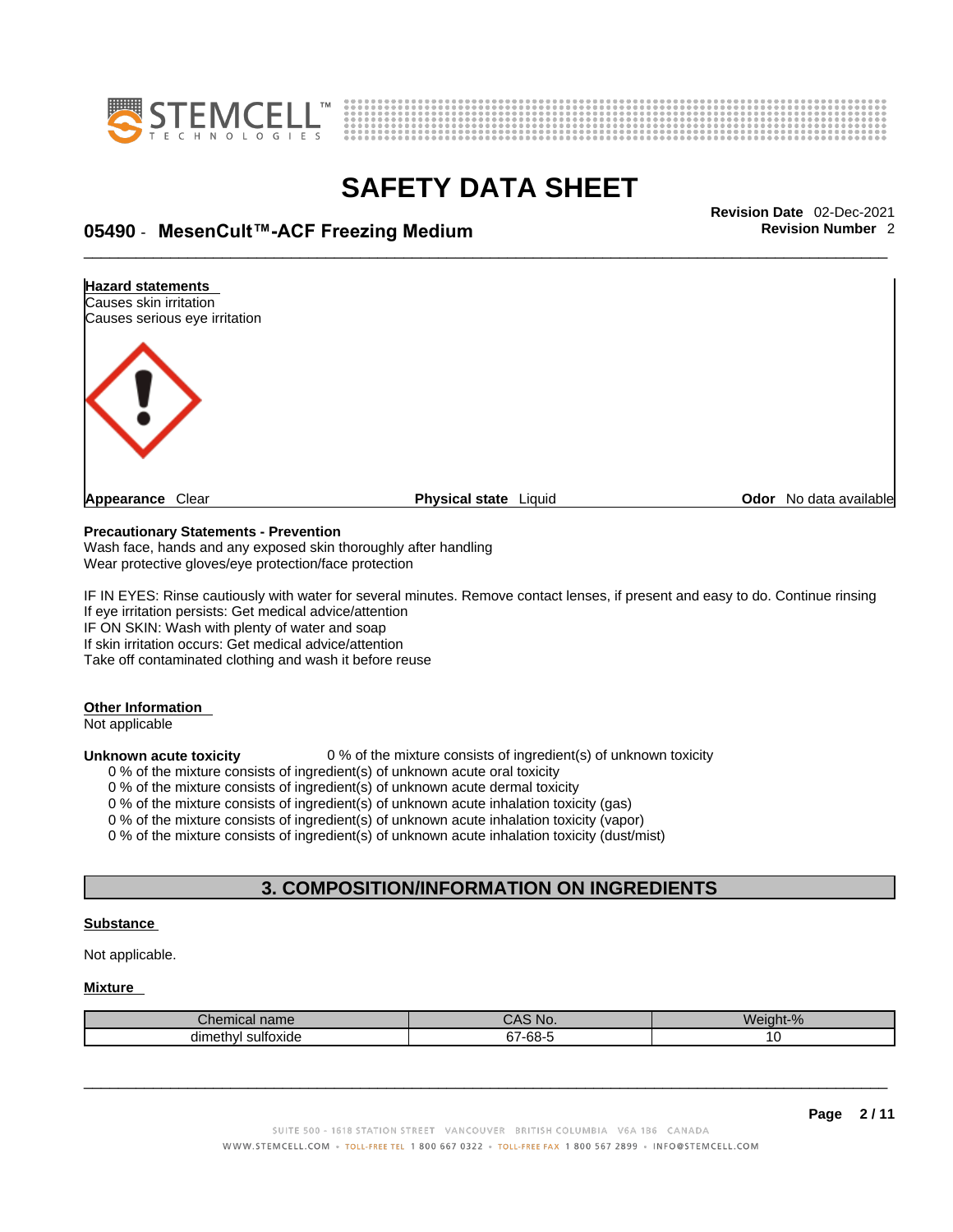**Hazard statements**
Causes skin irritation
Causes serious eye irritation

**Appearance** Clear **Physical state** Liquid **Odor** No data available

**Precautionary Statements - Prevention**
Wash face, hands and any exposed skin thoroughly after handling
Wear protective gloves/eye protection/face protection

IF IN EYES: Rinse cautiously with water for several minutes. Remove contact lenses, if present and easy to do. Continue rinsing
If eye irritation persists: Get medical advice/attention
IF ON SKIN: Wash with plenty of water and soap
If skin irritation occurs: Get medical advice/attention
Take off contaminated clothing and wash it before reuse

**Other Information**
Not applicable

**Unknown acute toxicity** 0 % of the mixture consists of ingredient(s) of unknown toxicity
0 % of the mixture consists of ingredient(s) of unknown acute oral toxicity
0 % of the mixture consists of ingredient(s) of unknown acute dermal toxicity
0 % of the mixture consists of ingredient(s) of unknown acute inhalation toxicity (gas)
0 % of the mixture consists of ingredient(s) of unknown acute inhalation toxicity (vapor)
0 % of the mixture consists of ingredient(s) of unknown acute inhalation toxicity (dust/mist)

## 3. COMPOSITION/INFORMATION ON INGREDIENTS

**Substance**

Not applicable.

**Mixture**

| Chemical name | CAS No. | Weight-% |
|---|---|---|
| dimethyl sulfoxide | 67-68-5 | 10 |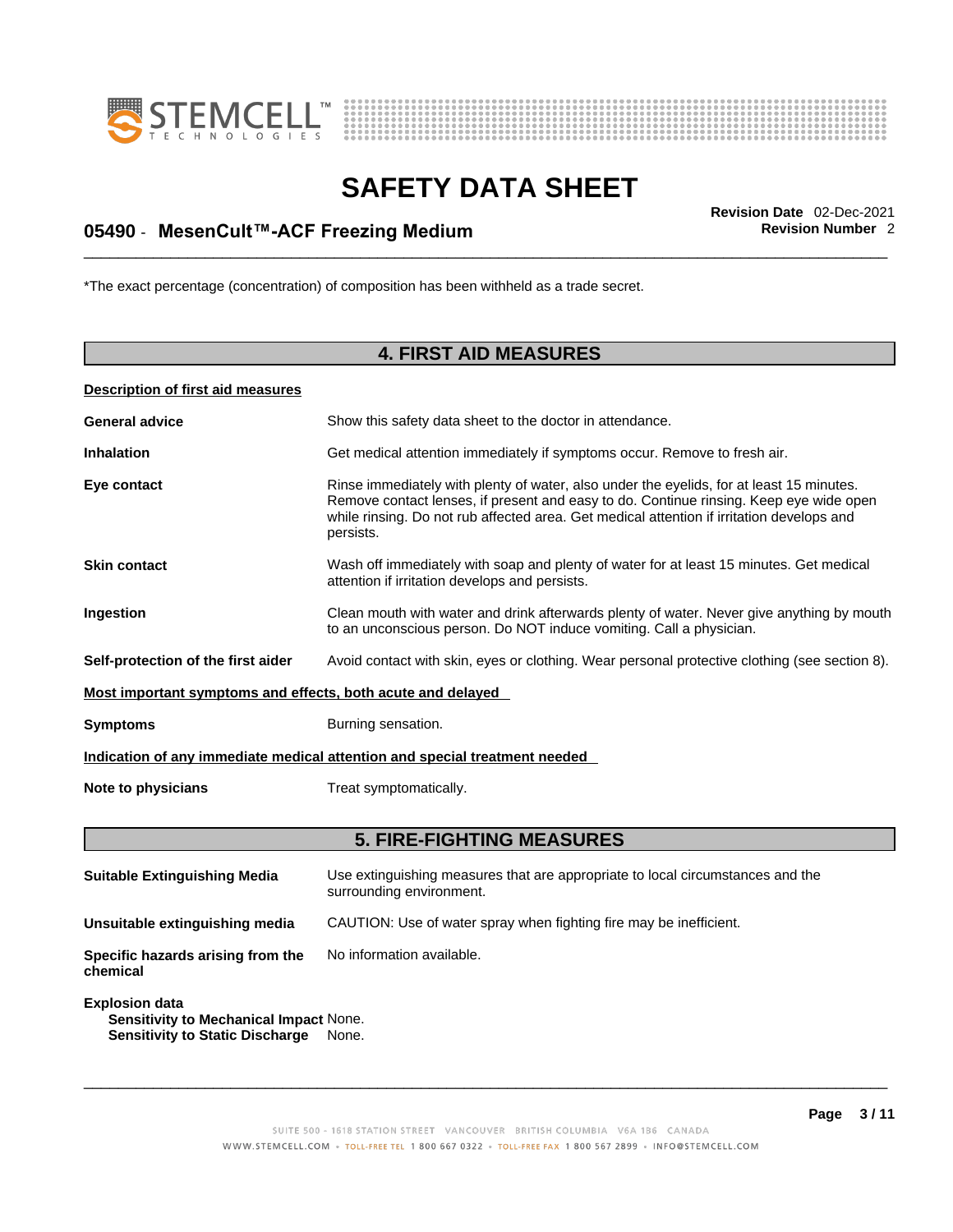*The exact percentage (concentration) of composition has been withheld as a trade secret.

## 4. FIRST AID MEASURES

**Description of first aid measures**

**General advice** Show this safety data sheet to the doctor in attendance.

**Inhalation** Get medical attention immediately if symptoms occur. Remove to fresh air.

**Eye contact** Rinse immediately with plenty of water, also under the eyelids, for at least 15 minutes. Remove contact lenses, if present and easy to do. Continue rinsing. Keep eye wide open while rinsing. Do not rub affected area. Get medical attention if irritation develops and persists.

**Skin contact** Wash off immediately with soap and plenty of water for at least 15 minutes. Get medical attention if irritation develops and persists.

**Ingestion** Clean mouth with water and drink afterwards plenty of water. Never give anything by mouth to an unconscious person. Do NOT induce vomiting. Call a physician.

**Self-protection of the first aider** Avoid contact with skin, eyes or clothing. Wear personal protective clothing (see section 8).

**Most important symptoms and effects, both acute and delayed**

**Symptoms** Burning sensation.

**Indication of any immediate medical attention and special treatment needed**

**Note to physicians** Treat symptomatically.

## 5. FIRE-FIGHTING MEASURES

**Suitable Extinguishing Media** Use extinguishing measures that are appropriate to local circumstances and the surrounding environment.

**Unsuitable extinguishing media** CAUTION: Use of water spray when fighting fire may be inefficient.

**Specific hazards arising from the chemical** No information available.

**Explosion data**
**Sensitivity to Mechanical Impact** None.
**Sensitivity to Static Discharge** None.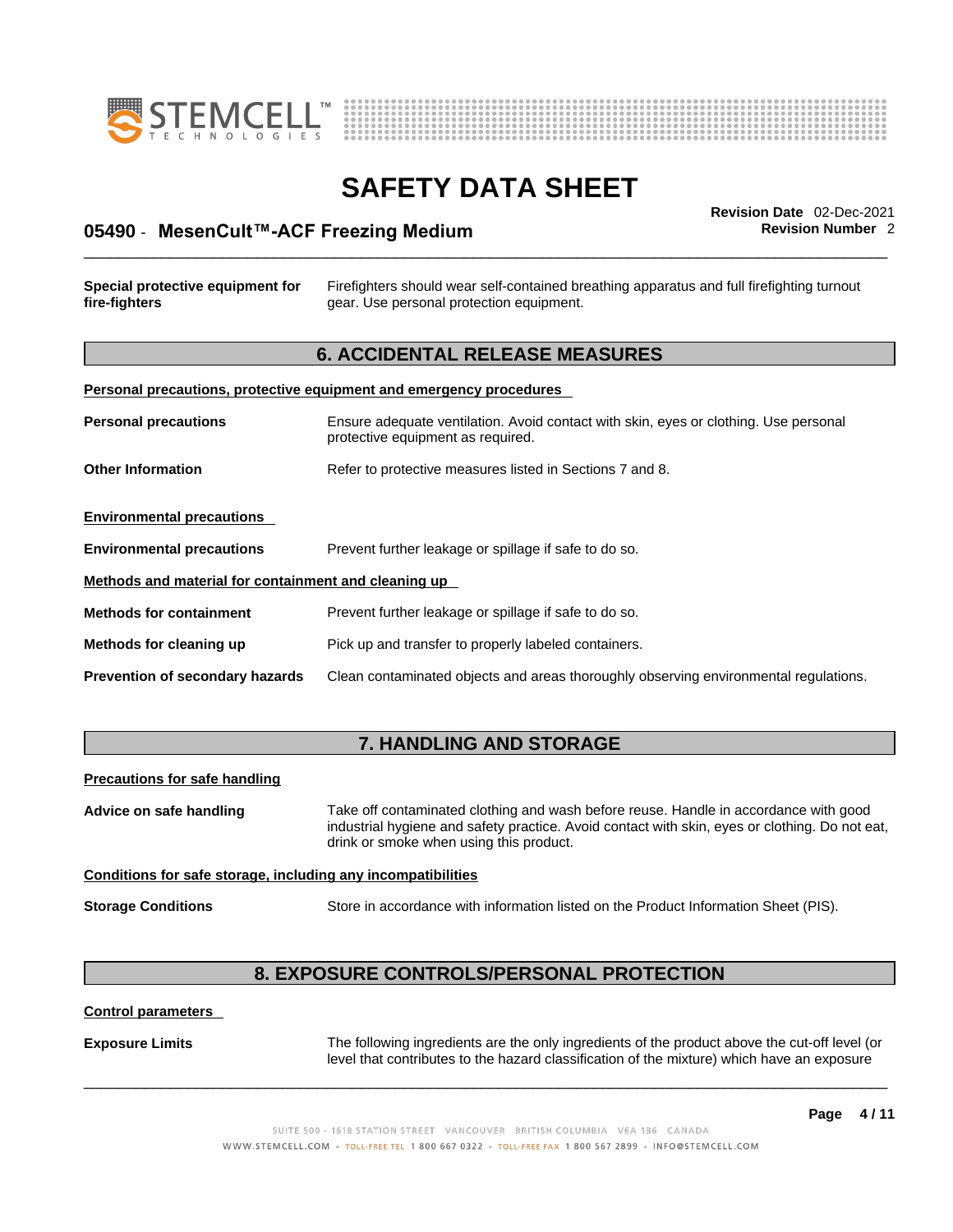**Special protective equipment for fire-fighters** Firefighters should wear self-contained breathing apparatus and full firefighting turnout gear. Use personal protection equipment.

## 6. ACCIDENTAL RELEASE MEASURES

**Personal precautions, protective equipment and emergency procedures**

**Personal precautions** Ensure adequate ventilation. Avoid contact with skin, eyes or clothing. Use personal protective equipment as required.

**Other Information** Refer to protective measures listed in Sections 7 and 8.

**Environmental precautions**

**Environmental precautions** Prevent further leakage or spillage if safe to do so.

**Methods and material for containment and cleaning up**

**Methods for containment** Prevent further leakage or spillage if safe to do so.

**Methods for cleaning up** Pick up and transfer to properly labeled containers.

**Prevention of secondary hazards** Clean contaminated objects and areas thoroughly observing environmental regulations.

## 7. HANDLING AND STORAGE

**Precautions for safe handling**

**Advice on safe handling** Take off contaminated clothing and wash before reuse. Handle in accordance with good industrial hygiene and safety practice. Avoid contact with skin, eyes or clothing. Do not eat, drink or smoke when using this product.

**Conditions for safe storage, including any incompatibilities**

**Storage Conditions** Store in accordance with information listed on the Product Information Sheet (PIS).

## 8. EXPOSURE CONTROLS/PERSONAL PROTECTION

**Control parameters**

**Exposure Limits** The following ingredients are the only ingredients of the product above the cut-off level (or level that contributes to the hazard classification of the mixture) which have an exposure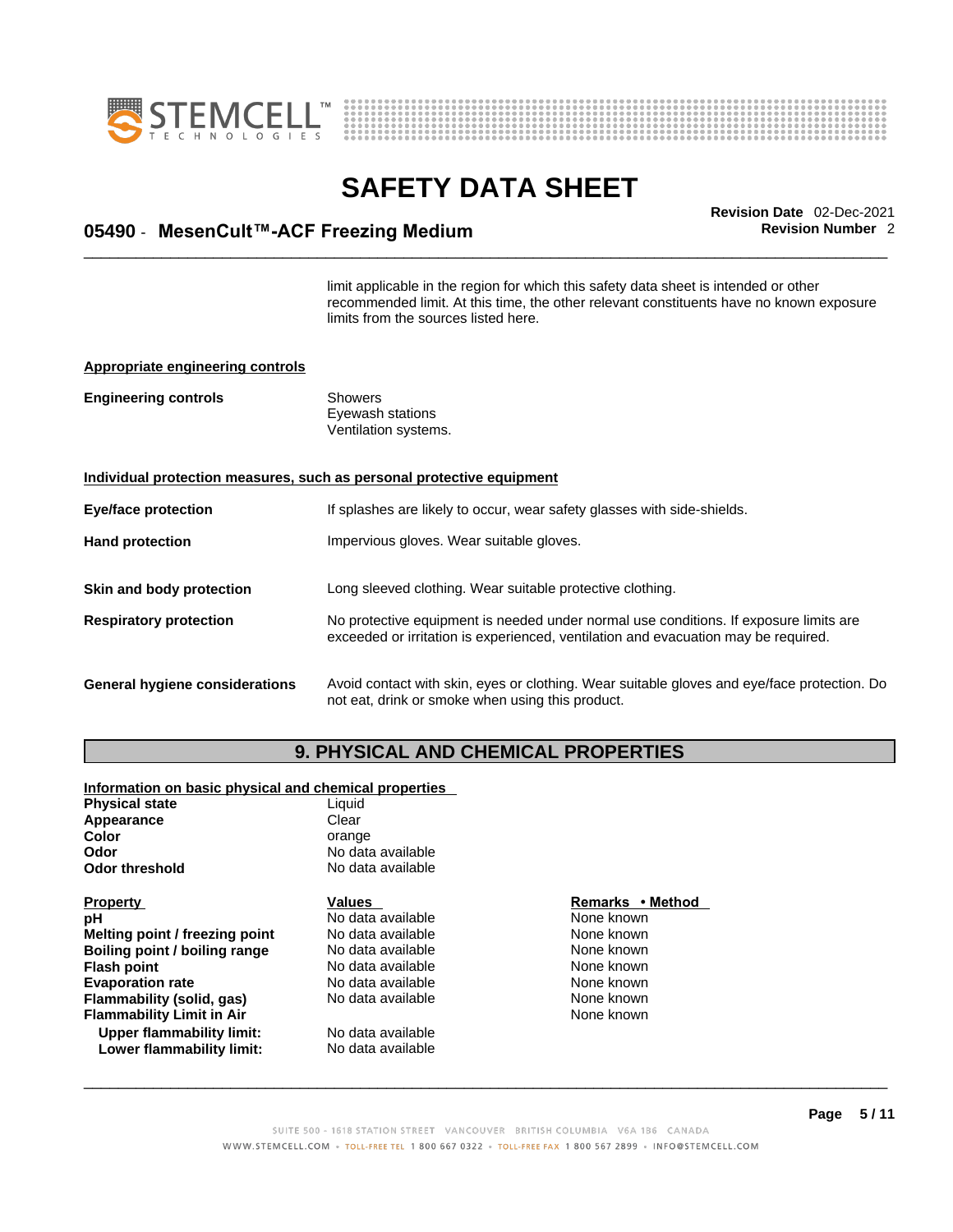limit applicable in the region for which this safety data sheet is intended or other recommended limit. At this time, the other relevant constituents have no known exposure limits from the sources listed here.

**Appropriate engineering controls**

| | |
|---|---|
| **Engineering controls** | Showers<br>Eyewash stations<br>Ventilation systems. |

**Individual protection measures, such as personal protective equipment**

| | |
|---|---|
| **Eye/face protection** | If splashes are likely to occur, wear safety glasses with side-shields. |
| **Hand protection** | Impervious gloves. Wear suitable gloves. |
| **Skin and body protection** | Long sleeved clothing. Wear suitable protective clothing. |
| **Respiratory protection** | No protective equipment is needed under normal use conditions. If exposure limits are exceeded or irritation is experienced, ventilation and evacuation may be required. |
| **General hygiene considerations** | Avoid contact with skin, eyes or clothing. Wear suitable gloves and eye/face protection. Do not eat, drink or smoke when using this product. |

## 9. PHYSICAL AND CHEMICAL PROPERTIES

**Information on basic physical and chemical properties**

| | |
|---|---|
| **Physical state** | Liquid |
| **Appearance** | Clear |
| **Color** | orange |
| **Odor** | No data available |
| **Odor threshold** | No data available |

| Property | Values | Remarks • Method |
|---|---|---|
| **pH** | No data available | None known |
| **Melting point / freezing point** | No data available | None known |
| **Boiling point / boiling range** | No data available | None known |
| **Flash point** | No data available | None known |
| **Evaporation rate** | No data available | None known |
| **Flammability (solid, gas)** | No data available | None known |
| **Flammability Limit in Air** | | None known |
| **Upper flammability limit:** | No data available | |
| **Lower flammability limit:** | No data available | |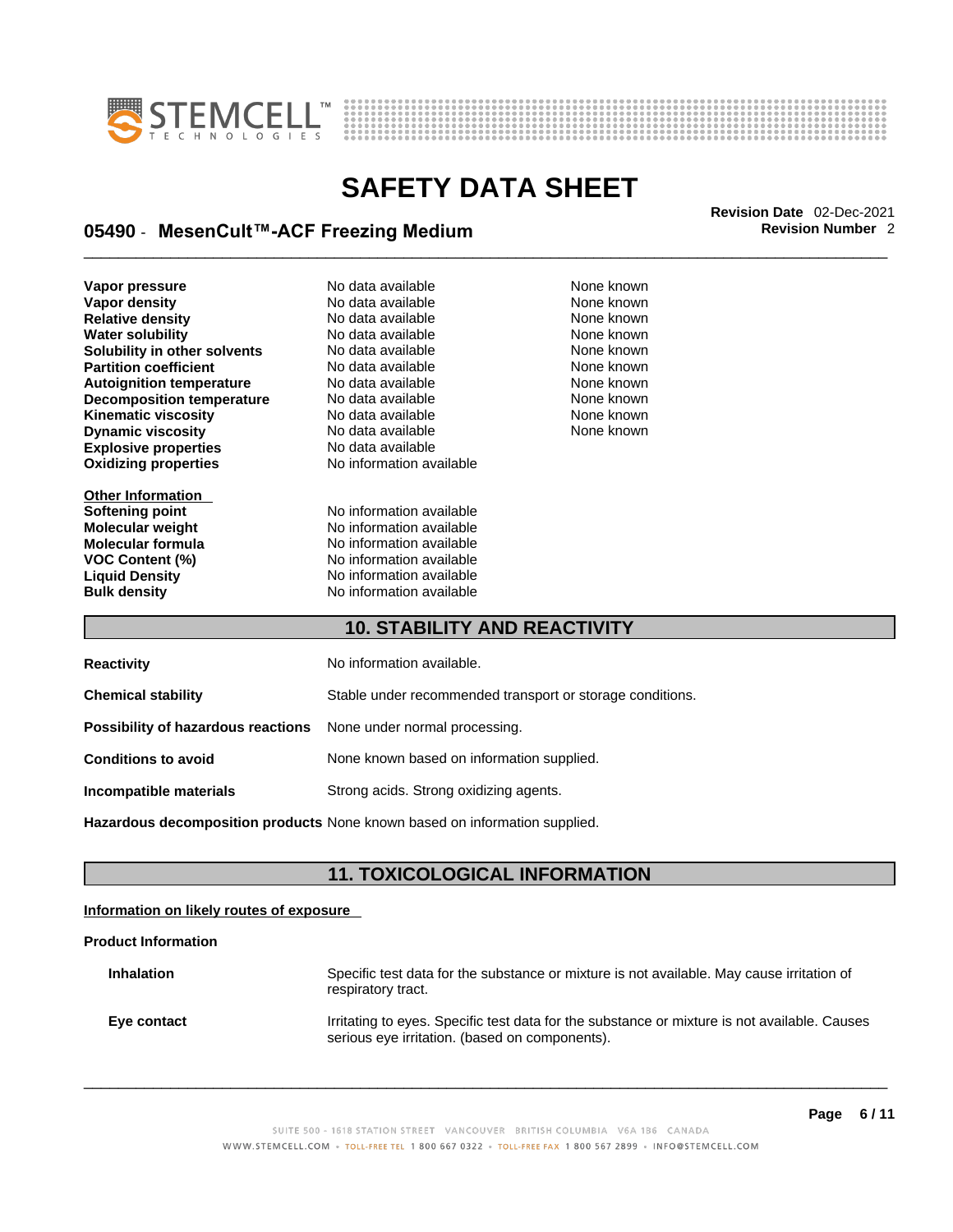| | | |
|---|---|---|
| **Vapor pressure** | No data available | None known |
| **Vapor density** | No data available | None known |
| **Relative density** | No data available | None known |
| **Water solubility** | No data available | None known |
| **Solubility in other solvents** | No data available | None known |
| **Partition coefficient** | No data available | None known |
| **Autoignition temperature** | No data available | None known |
| **Decomposition temperature** | No data available | None known |
| **Kinematic viscosity** | No data available | None known |
| **Dynamic viscosity** | No data available | None known |
| **Explosive properties** | No data available | |
| **Oxidizing properties** | No information available | |

**Other Information**

| | |
|---|---|
| **Softening point** | No information available |
| **Molecular weight** | No information available |
| **Molecular formula** | No information available |
| **VOC Content (%)** | No information available |
| **Liquid Density** | No information available |
| **Bulk density** | No information available |

## 10. STABILITY AND REACTIVITY

| | |
|---|---|
| **Reactivity** | No information available. |
| **Chemical stability** | Stable under recommended transport or storage conditions. |
| **Possibility of hazardous reactions** | None under normal processing. |
| **Conditions to avoid** | None known based on information supplied. |
| **Incompatible materials** | Strong acids. Strong oxidizing agents. |
| **Hazardous decomposition products** | None known based on information supplied. |

## 11. TOXICOLOGICAL INFORMATION

**Information on likely routes of exposure**

**Product Information**

| | |
|---|---|
| **Inhalation** | Specific test data for the substance or mixture is not available. May cause irritation of respiratory tract. |
| **Eye contact** | Irritating to eyes. Specific test data for the substance or mixture is not available. Causes serious eye irritation. (based on components). |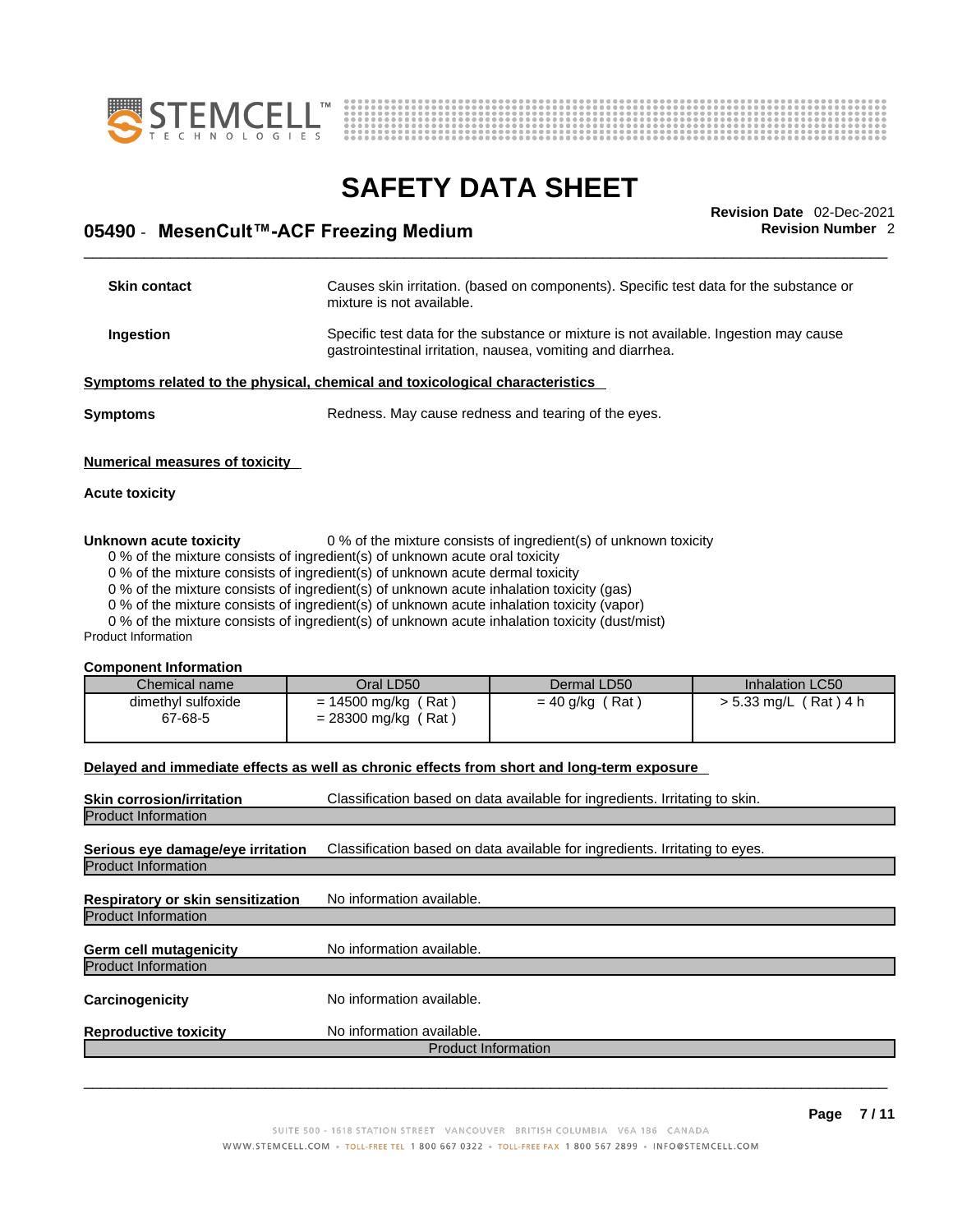**Skin contact** Causes skin irritation. (based on components). Specific test data for the substance or mixture is not available.

**Ingestion** Specific test data for the substance or mixture is not available. Ingestion may cause gastrointestinal irritation, nausea, vomiting and diarrhea.

**Symptoms related to the physical, chemical and toxicological characteristics**

**Symptoms** Redness. May cause redness and tearing of the eyes.

**Numerical measures of toxicity**

**Acute toxicity**

**Unknown acute toxicity** 0 % of the mixture consists of ingredient(s) of unknown toxicity

0 % of the mixture consists of ingredient(s) of unknown acute oral toxicity
0 % of the mixture consists of ingredient(s) of unknown acute dermal toxicity
0 % of the mixture consists of ingredient(s) of unknown acute inhalation toxicity (gas)
0 % of the mixture consists of ingredient(s) of unknown acute inhalation toxicity (vapor)
0 % of the mixture consists of ingredient(s) of unknown acute inhalation toxicity (dust/mist)

Product Information

**Component Information**

| Chemical name | Oral LD50 | Dermal LD50 | Inhalation LC50 |
|---|---|---|---|
| dimethyl sulfoxide 67-68-5 | = 14500 mg/kg ( Rat ) = 28300 mg/kg ( Rat ) | = 40 g/kg ( Rat ) | > 5.33 mg/L ( Rat ) 4 h |

**Delayed and immediate effects as well as chronic effects from short and long-term exposure**

**Skin corrosion/irritation** Classification based on data available for ingredients. Irritating to skin.

Product Information

**Serious eye damage/eye irritation** Classification based on data available for ingredients. Irritating to eyes.

Product Information

**Respiratory or skin sensitization** No information available.

Product Information

**Germ cell mutagenicity** No information available.

Product Information

**Carcinogenicity** No information available.

**Reproductive toxicity** No information available.

Product Information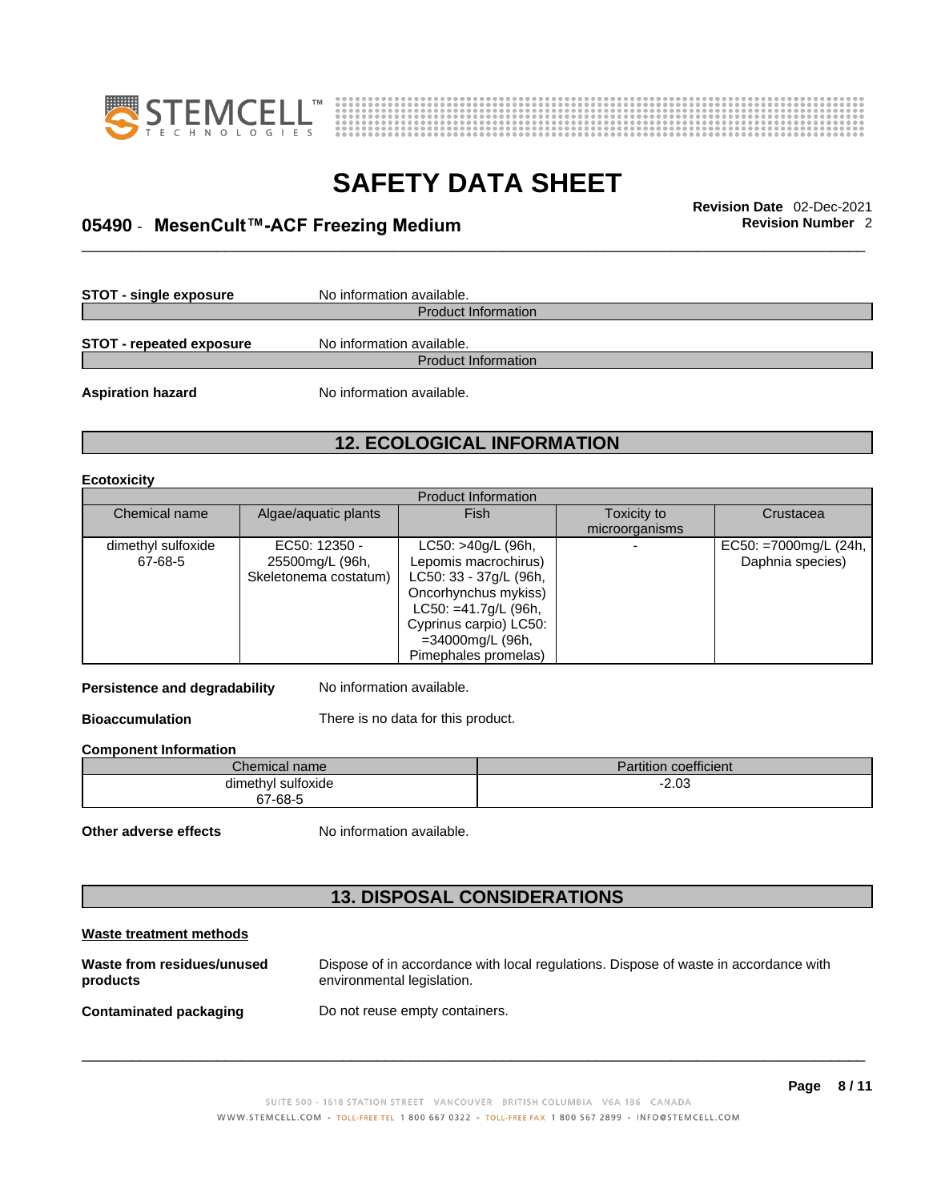**STOT - single exposure** No information available.

Product Information

**STOT - repeated exposure** No information available.

Product Information

**Aspiration hazard** No information available.

## 12. ECOLOGICAL INFORMATION

**Ecotoxicity**

| Product Information | | | | |
|---|---|---|---|---|
| Chemical name | Algae/aquatic plants | Fish | Toxicity to microorganisms | Crustacea |
| dimethyl sulfoxide 67-68-5 | EC50: 12350 - 25500mg/L (96h, Skeletonema costatum) | LC50: >40g/L (96h, Lepomis macrochirus) LC50: 33 - 37g/L (96h, Oncorhynchus mykiss) LC50: =41.7g/L (96h, Cyprinus carpio) LC50: =34000mg/L (96h, Pimephales promelas) | - | EC50: =7000mg/L (24h, Daphnia species) |

**Persistence and degradability** No information available.

**Bioaccumulation** There is no data for this product.

**Component Information**

| Chemical name | Partition coefficient |
|---|---|
| dimethyl sulfoxide 67-68-5 | -2.03 |

**Other adverse effects** No information available.

## 13. DISPOSAL CONSIDERATIONS

**Waste treatment methods**

**Waste from residues/unused products** Dispose of in accordance with local regulations. Dispose of waste in accordance with environmental legislation.

**Contaminated packaging** Do not reuse empty containers.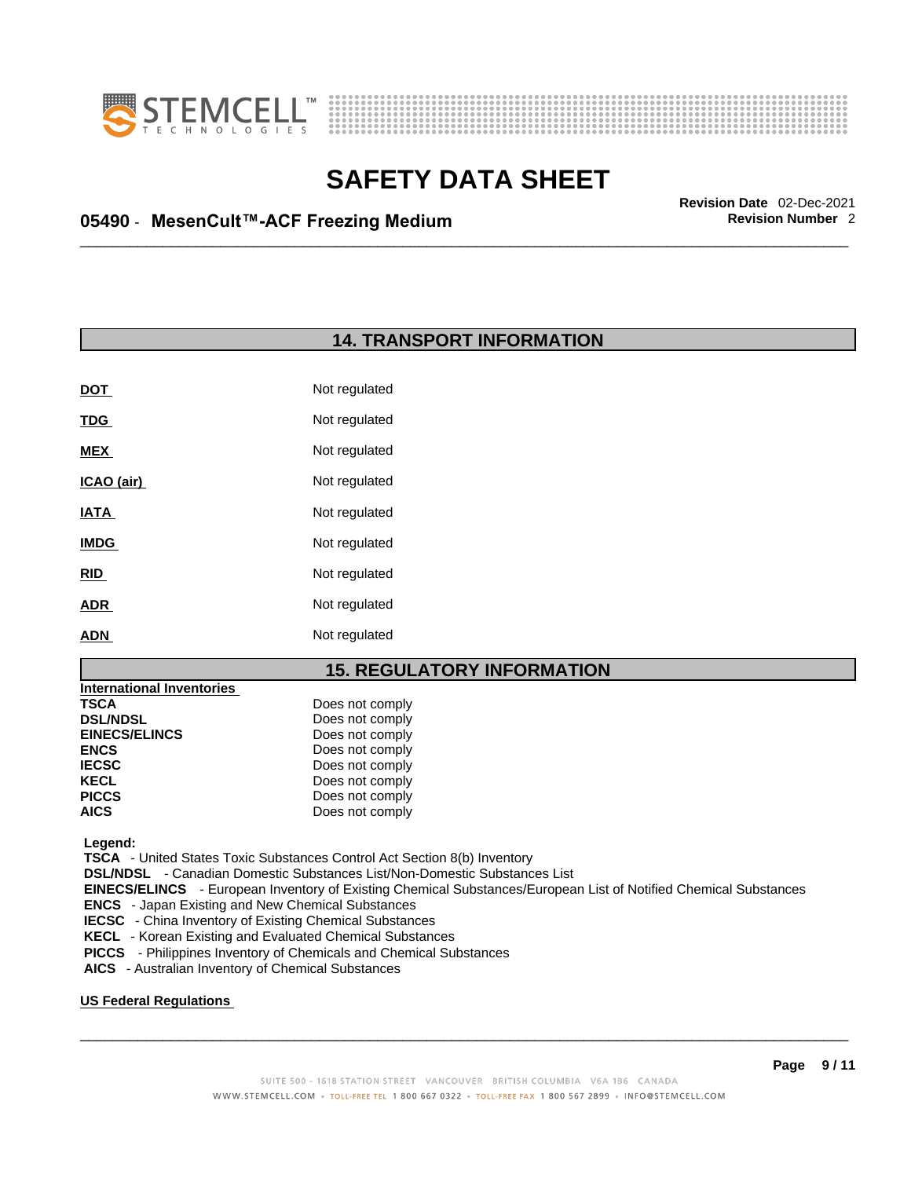## 14. TRANSPORT INFORMATION

| | |
|---|---|
| **DOT** | Not regulated |
| **TDG** | Not regulated |
| **MEX** | Not regulated |
| **ICAO (air)** | Not regulated |
| **IATA** | Not regulated |
| **IMDG** | Not regulated |
| **RID** | Not regulated |
| **ADR** | Not regulated |
| **ADN** | Not regulated |

## 15. REGULATORY INFORMATION

**International Inventories**

| | |
|---|---|
| **TSCA** | Does not comply |
| **DSL/NDSL** | Does not comply |
| **EINECS/ELINCS** | Does not comply |
| **ENCS** | Does not comply |
| **IECSC** | Does not comply |
| **KECL** | Does not comply |
| **PICCS** | Does not comply |
| **AICS** | Does not comply |

**Legend:**
**TSCA** - United States Toxic Substances Control Act Section 8(b) Inventory
**DSL/NDSL** - Canadian Domestic Substances List/Non-Domestic Substances List
**EINECS/ELINCS** - European Inventory of Existing Chemical Substances/European List of Notified Chemical Substances
**ENCS** - Japan Existing and New Chemical Substances
**IECSC** - China Inventory of Existing Chemical Substances
**KECL** - Korean Existing and Evaluated Chemical Substances
**PICCS** - Philippines Inventory of Chemicals and Chemical Substances
**AICS** - Australian Inventory of Chemical Substances

**US Federal Regulations**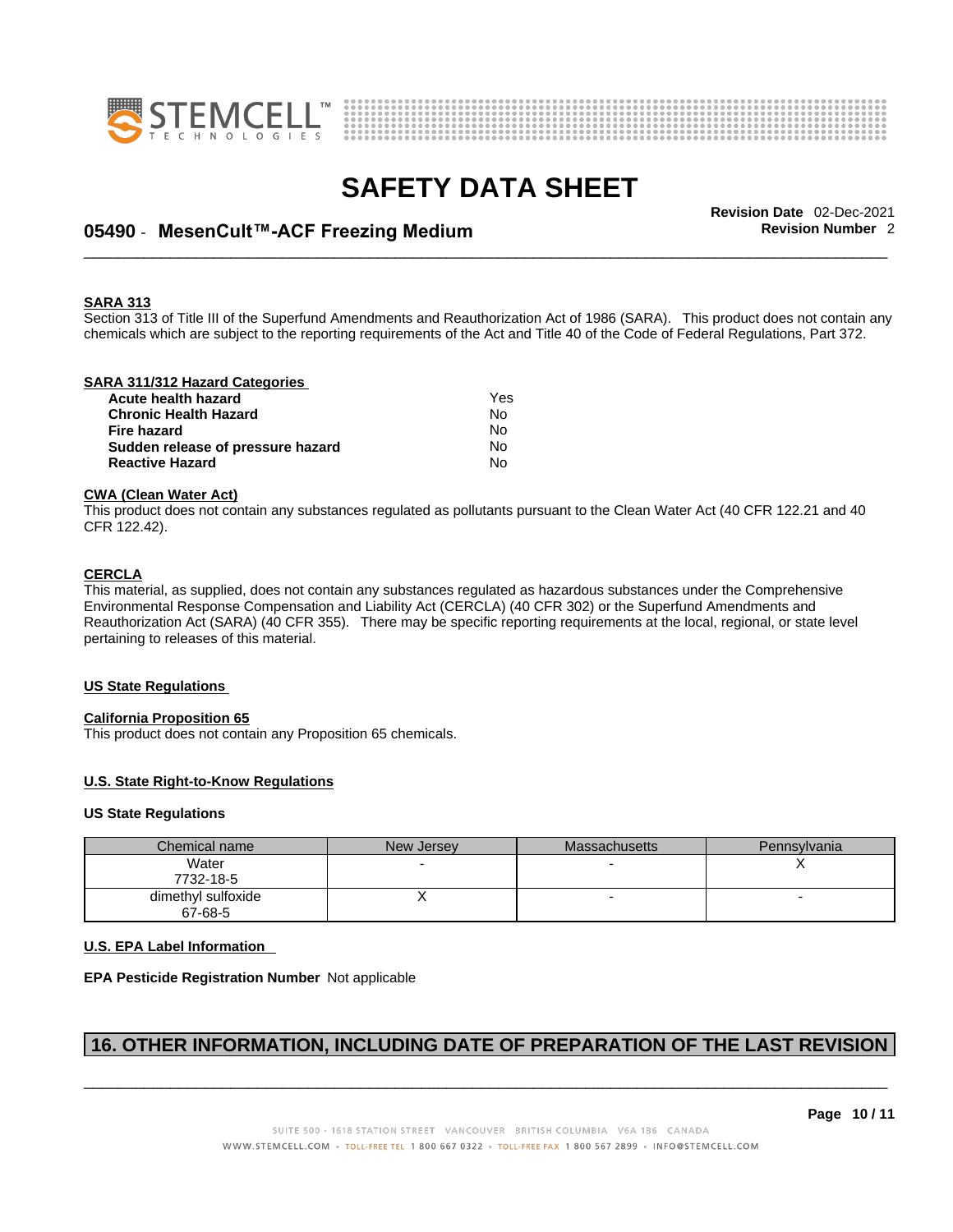**SARA 313**
Section 313 of Title III of the Superfund Amendments and Reauthorization Act of 1986 (SARA). This product does not contain any chemicals which are subject to the reporting requirements of the Act and Title 40 of the Code of Federal Regulations, Part 372.

**SARA 311/312 Hazard Categories**

| | |
|---|---|
| **Acute health hazard** | Yes |
| **Chronic Health Hazard** | No |
| **Fire hazard** | No |
| **Sudden release of pressure hazard** | No |
| **Reactive Hazard** | No |

**CWA (Clean Water Act)**
This product does not contain any substances regulated as pollutants pursuant to the Clean Water Act (40 CFR 122.21 and 40 CFR 122.42).

**CERCLA**
This material, as supplied, does not contain any substances regulated as hazardous substances under the Comprehensive Environmental Response Compensation and Liability Act (CERCLA) (40 CFR 302) or the Superfund Amendments and Reauthorization Act (SARA) (40 CFR 355). There may be specific reporting requirements at the local, regional, or state level pertaining to releases of this material.

**US State Regulations**

**California Proposition 65**
This product does not contain any Proposition 65 chemicals.

**U.S. State Right-to-Know Regulations**

**US State Regulations**

| Chemical name | New Jersey | Massachusetts | Pennsylvania |
|---|---|---|---|
| Water<br>7732-18-5 | - | - | X |
| dimethyl sulfoxide<br>67-68-5 | X | - | - |

**U.S. EPA Label Information**

**EPA Pesticide Registration Number** Not applicable

## 16. OTHER INFORMATION, INCLUDING DATE OF PREPARATION OF THE LAST REVISION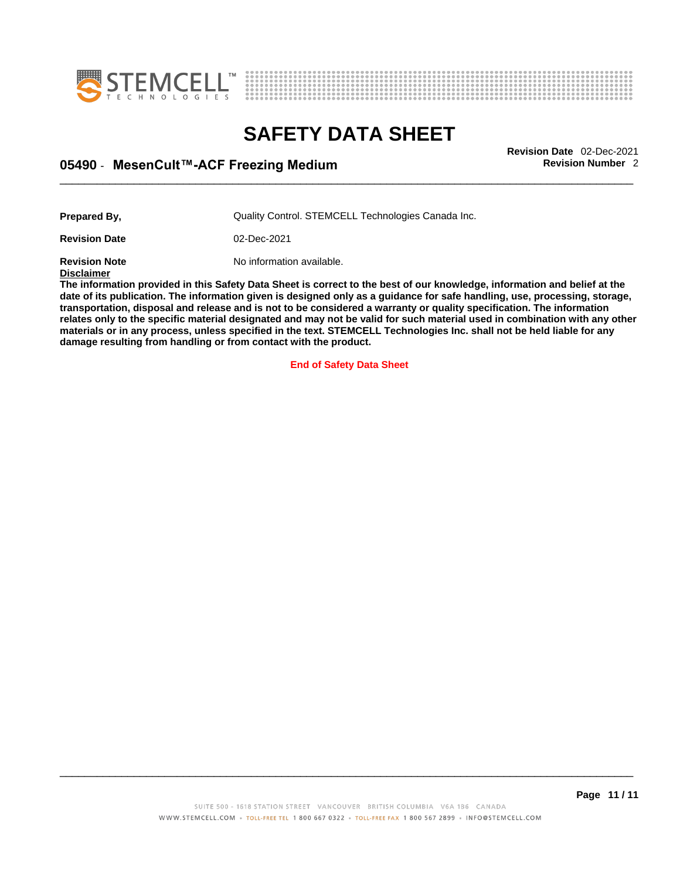| | |
|---|---|
| **Prepared By,** | Quality Control. STEMCELL Technologies Canada Inc. |
| **Revision Date** | 02-Dec-2021 |
| **Revision Note** | No information available. |

**Disclaimer**

**The information provided in this Safety Data Sheet is correct to the best of our knowledge, information and belief at the date of its publication. The information given is designed only as a guidance for safe handling, use, processing, storage, transportation, disposal and release and is not to be considered a warranty or quality specification. The information relates only to the specific material designated and may not be valid for such material used in combination with any other materials or in any process, unless specified in the text. STEMCELL Technologies Inc. shall not be held liable for any damage resulting from handling or from contact with the product.**

**End of Safety Data Sheet**